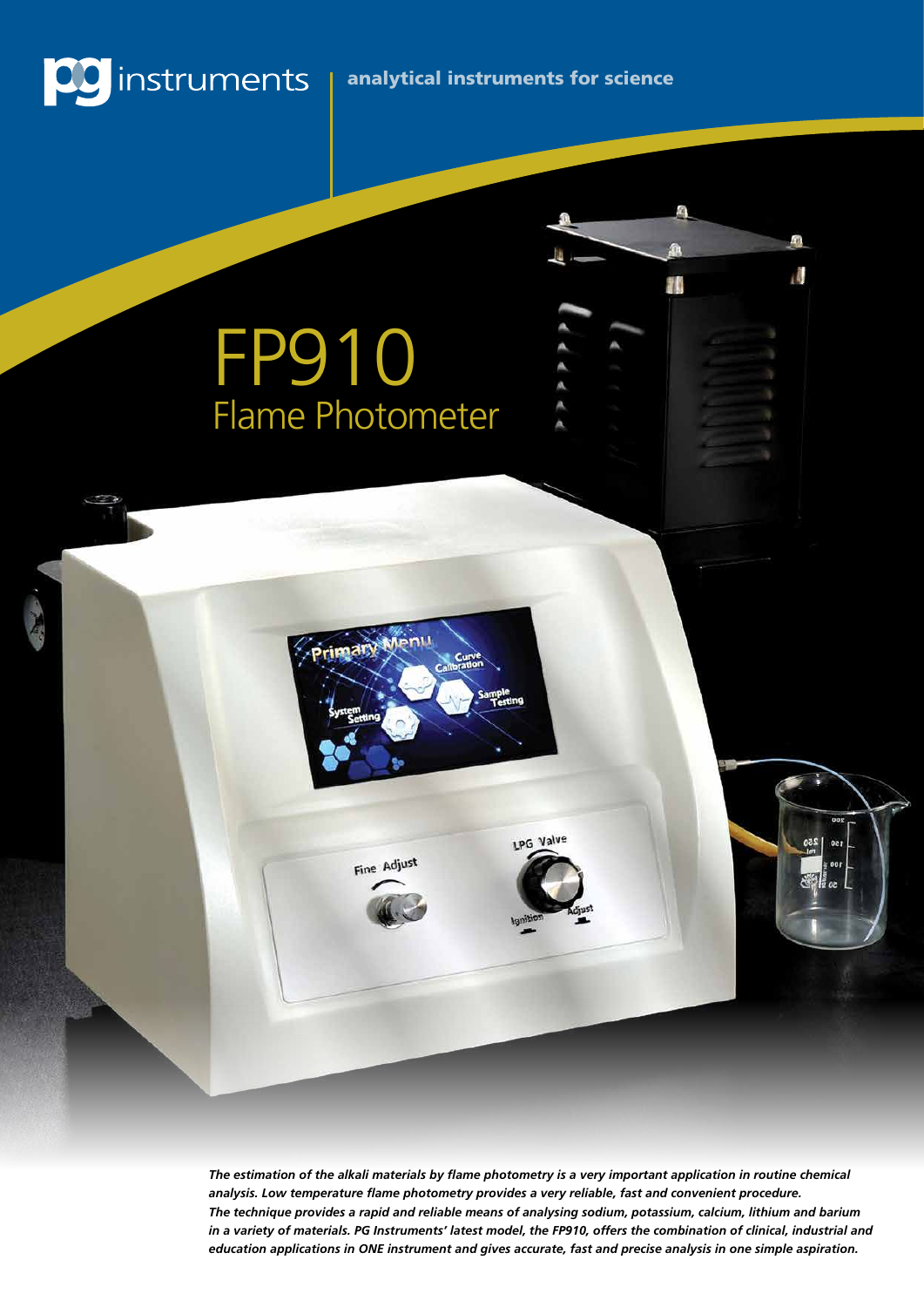pg instruments | analytical instruments for science

# FP910

## Flame Photometer

*The estimation of the alkali materials by flame photometry is a very important application in routine chemical analysis. Low temperature flame photometry provides a very reliable, fast and convenient procedure. The technique provides a rapid and reliable means of analysing sodium, potassium, calcium, lithium and barium in a variety of materials. PG Instruments' latest model, the FP910, offers the combination of clinical, industrial and education applications in ONE instrument and gives accurate, fast and precise analysis in one simple aspiration.*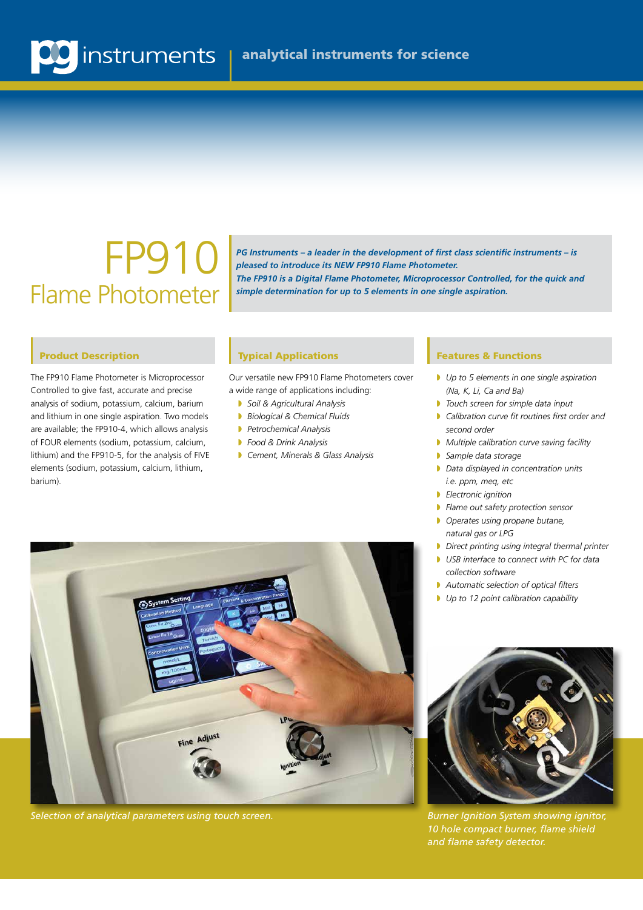# FP910 Flame Photometer

***PG Instruments – a leader in the development of first class scientific instruments – is pleased to introduce its NEW FP910 Flame Photometer.***
***The FP910 is a Digital Flame Photometer, Microprocessor Controlled, for the quick and simple determination for up to 5 elements in one single aspiration.***

## Product Description

The FP910 Flame Photometer is Microprocessor Controlled to give fast, accurate and precise analysis of sodium, potassium, calcium, barium and lithium in one single aspiration. Two models are available; the FP910-4, which allows analysis of FOUR elements (sodium, potassium, calcium, lithium) and the FP910-5, for the analysis of FIVE elements (sodium, potassium, calcium, lithium, barium).

## Typical Applications

Our versatile new FP910 Flame Photometers cover a wide range of applications including:

- *Soil & Agricultural Analysis*
- *Biological & Chemical Fluids*
- *Petrochemical Analysis*
- *Food & Drink Analysis*
- *Cement, Minerals & Glass Analysis*

## Features & Functions

- *Up to 5 elements in one single aspiration (Na, K, Li, Ca and Ba)*
- *Touch screen for simple data input*
- *Calibration curve fit routines first order and second order*
- *Multiple calibration curve saving facility*
- *Sample data storage*
- *Data displayed in concentration units i.e. ppm, meq, etc*
- *Electronic ignition*
- *Flame out safety protection sensor*
- *Operates using propane butane, natural gas or LPG*
- *Direct printing using integral thermal printer*
- *USB interface to connect with PC for data collection software*
- *Automatic selection of optical filters*
- *Up to 12 point calibration capability*

*Selection of analytical parameters using touch screen.*

*Burner Ignition System showing ignitor, 10 hole compact burner, flame shield and flame safety detector.*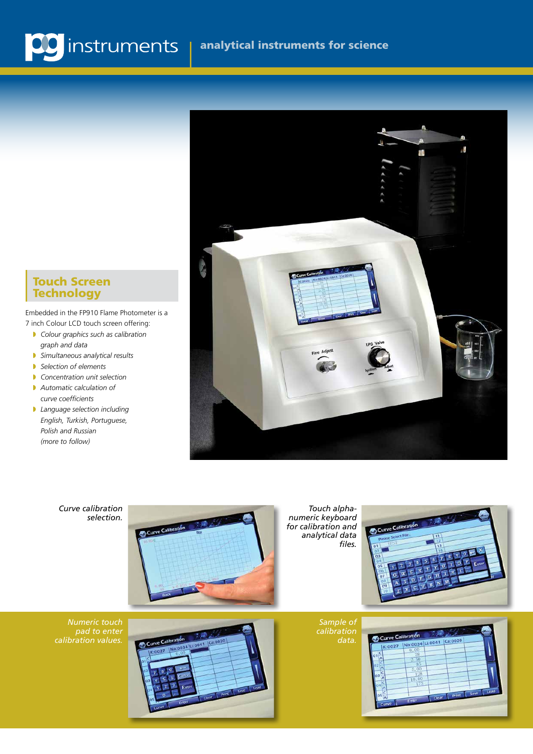**pg instruments** | **analytical instruments for science**

## Touch Screen Technology

Embedded in the FP910 Flame Photometer is a 7 inch Colour LCD touch screen offering:

- *Colour graphics such as calibration graph and data*
- *Simultaneous analytical results*
- *Selection of elements*
- *Concentration unit selection*
- *Automatic calculation of curve coefficients*
- *Language selection including English, Turkish, Portuguese, Polish and Russian (more to follow)*

*Curve calibration selection.*

*Touch alpha-numeric keyboard for calibration and analytical data files.*

*Numeric touch pad to enter calibration values.*

*Sample of calibration data.*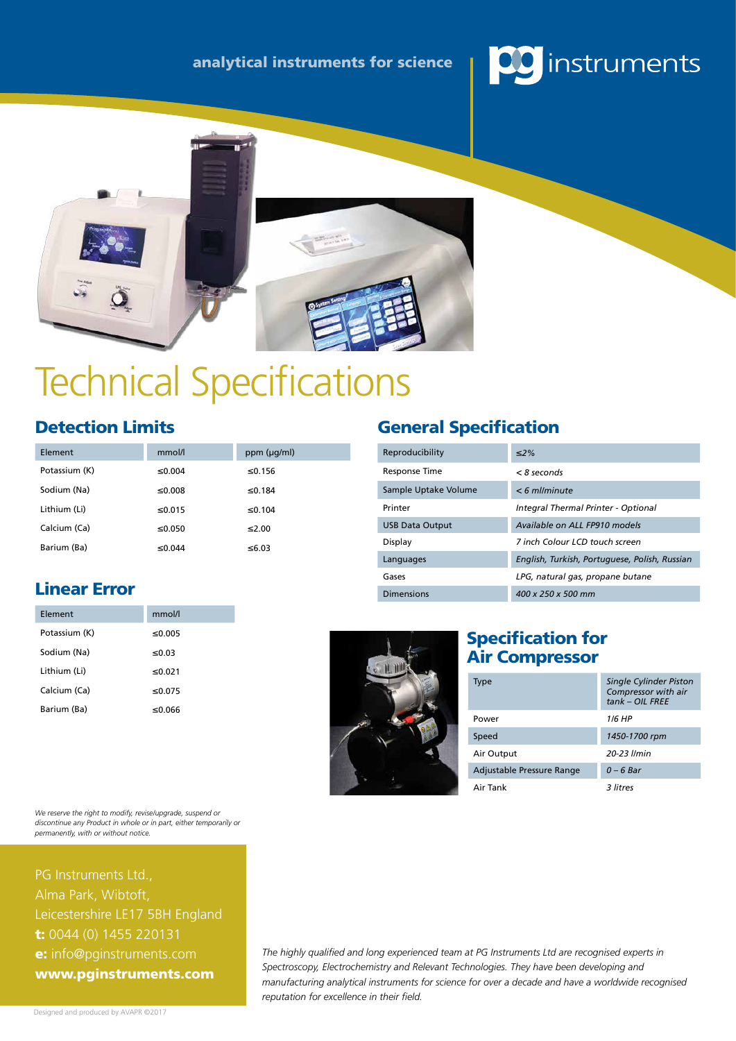analytical instruments for science

pg instruments

# Technical Specifications

## Detection Limits

| Element | mmol/l | ppm (µg/ml) |
|---|---|---|
| Potassium (K) | ≤0.004 | ≤0.156 |
| Sodium (Na) | ≤0.008 | ≤0.184 |
| Lithium (Li) | ≤0.015 | ≤0.104 |
| Calcium (Ca) | ≤0.050 | ≤2.00 |
| Barium (Ba) | ≤0.044 | ≤6.03 |

## Linear Error

| Element | mmol/l |
|---|---|
| Potassium (K) | ≤0.005 |
| Sodium (Na) | ≤0.03 |
| Lithium (Li) | ≤0.021 |
| Calcium (Ca) | ≤0.075 |
| Barium (Ba) | ≤0.066 |

## General Specification

| | |
|---|---|
| Reproducibility | *≤2%* |
| Response Time | *< 8 seconds* |
| Sample Uptake Volume | *< 6 ml/minute* |
| Printer | *Integral Thermal Printer - Optional* |
| USB Data Output | *Available on ALL FP910 models* |
| Display | *7 inch Colour LCD touch screen* |
| Languages | *English, Turkish, Portuguese, Polish, Russian* |
| Gases | *LPG, natural gas, propane butane* |
| Dimensions | *400 x 250 x 500 mm* |

## Specification for Air Compressor

| | |
|---|---|
| Type | *Single Cylinder Piston Compressor with air tank – OIL FREE* |
| Power | *1/6 HP* |
| Speed | *1450-1700 rpm* |
| Air Output | *20-23 l/min* |
| Adjustable Pressure Range | *0 – 6 Bar* |
| Air Tank | *3 litres* |

*We reserve the right to modify, revise/upgrade, suspend or discontinue any Product in whole or in part, either temporarily or permanently, with or without notice.*

PG Instruments Ltd.,
Alma Park, Wibtoft,
Leicestershire LE17 5BH England
**t:** 0044 (0) 1455 220131
**e:** info@pginstruments.com
**www.pginstruments.com**

*The highly qualified and long experienced team at PG Instruments Ltd are recognised experts in Spectroscopy, Electrochemistry and Relevant Technologies. They have been developing and manufacturing analytical instruments for science for over a decade and have a worldwide recognised reputation for excellence in their field.*

Designed and produced by AVAPR ©2017